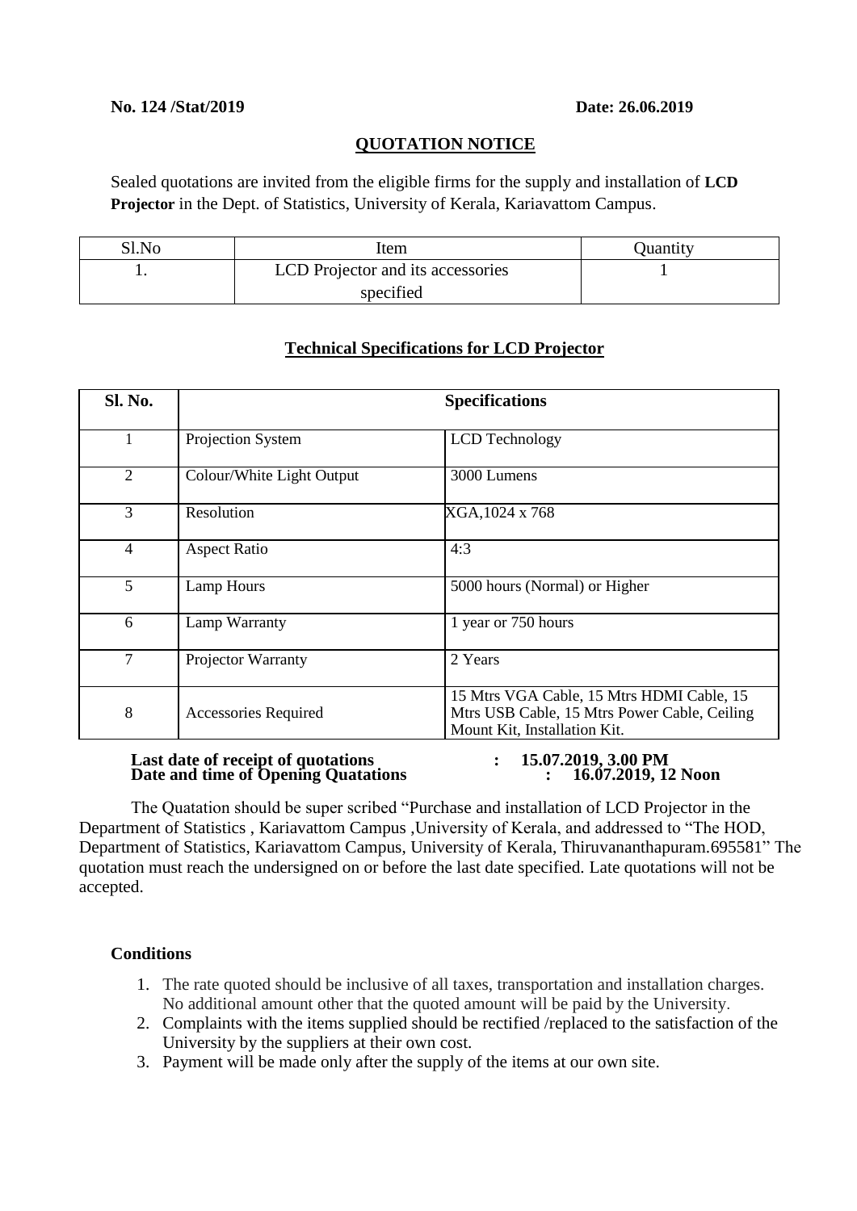**No. 124 /Stat/2019** **Date: 26.06.2019**

## QUOTATION NOTICE

Sealed quotations are invited from the eligible firms for the supply and installation of **LCD Projector** in the Dept. of Statistics, University of Kerala, Kariavattom Campus.

| Sl.No | Item | Quantity |
|---|---|---|
| 1. | LCD Projector and its accessories specified | 1 |

### Technical Specifications for LCD Projector

| Sl. No. | Specifications | |
|---|---|---|
| 1 | Projection System | LCD Technology |
| 2 | Colour/White Light Output | 3000 Lumens |
| 3 | Resolution | XGA,1024 x 768 |
| 4 | Aspect Ratio | 4:3 |
| 5 | Lamp Hours | 5000 hours (Normal) or Higher |
| 6 | Lamp Warranty | 1 year or 750 hours |
| 7 | Projector Warranty | 2 Years |
| 8 | Accessories Required | 15 Mtrs VGA Cable, 15 Mtrs HDMI Cable, 15 Mtrs USB Cable, 15 Mtrs Power Cable, Ceiling Mount Kit, Installation Kit. |

**Last date of receipt of quotations : 15.07.2019, 3.00 PM**
**Date and time of Opening Quatations : 16.07.2019, 12 Noon**

The Quatation should be super scribed "Purchase and installation of LCD Projector in the Department of Statistics , Kariavattom Campus ,University of Kerala, and addressed to "The HOD, Department of Statistics, Kariavattom Campus, University of Kerala, Thiruvananthapuram.695581" The quotation must reach the undersigned on or before the last date specified. Late quotations will not be accepted.

**Conditions**

1. The rate quoted should be inclusive of all taxes, transportation and installation charges. No additional amount other that the quoted amount will be paid by the University.
2. Complaints with the items supplied should be rectified /replaced to the satisfaction of the University by the suppliers at their own cost.
3. Payment will be made only after the supply of the items at our own site.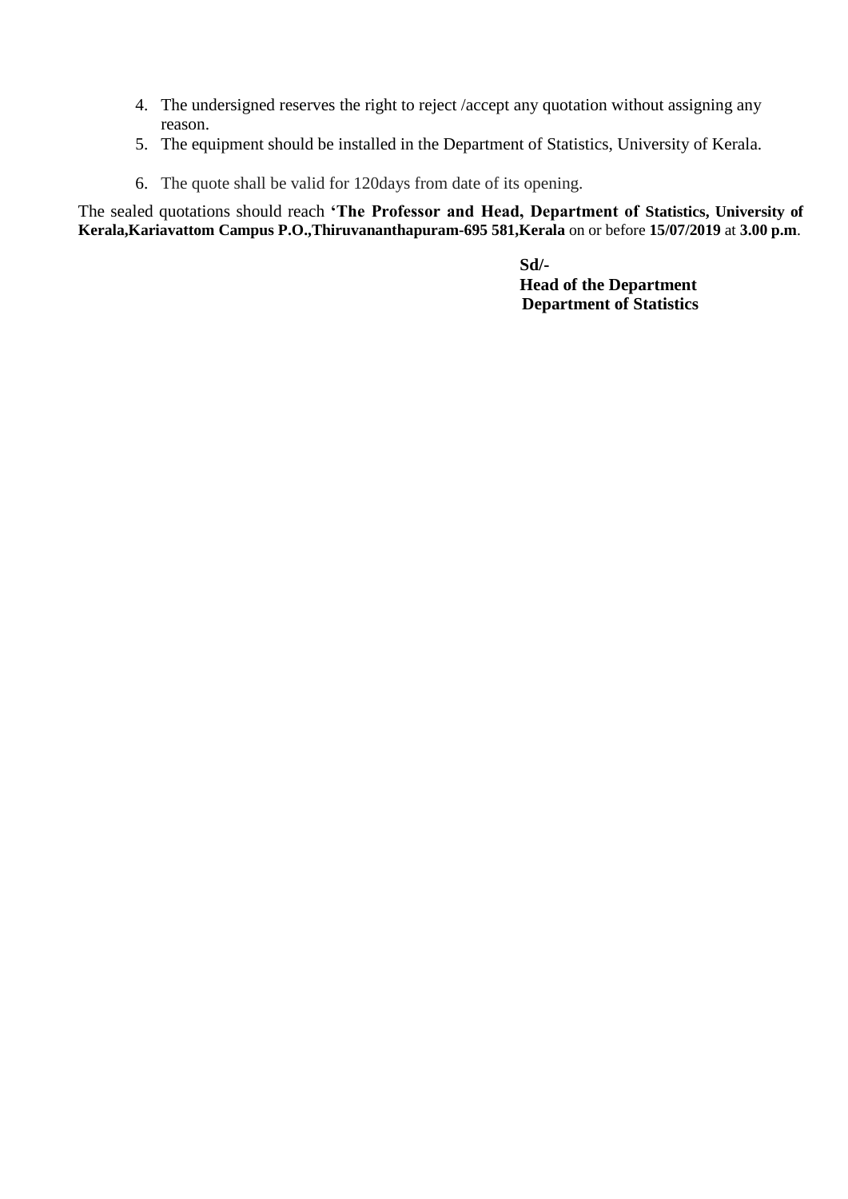4. The undersigned reserves the right to reject /accept any quotation without assigning any reason.
5. The equipment should be installed in the Department of Statistics, University of Kerala.
6. The quote shall be valid for 120days from date of its opening.

The sealed quotations should reach **'The Professor and Head, Department of Statistics, University of Kerala,Kariavattom Campus P.O.,Thiruvananthapuram-695 581,Kerala** on or before **15/07/2019** at **3.00 p.m**.

**Sd/-**
**Head of the Department**
**Department of Statistics**